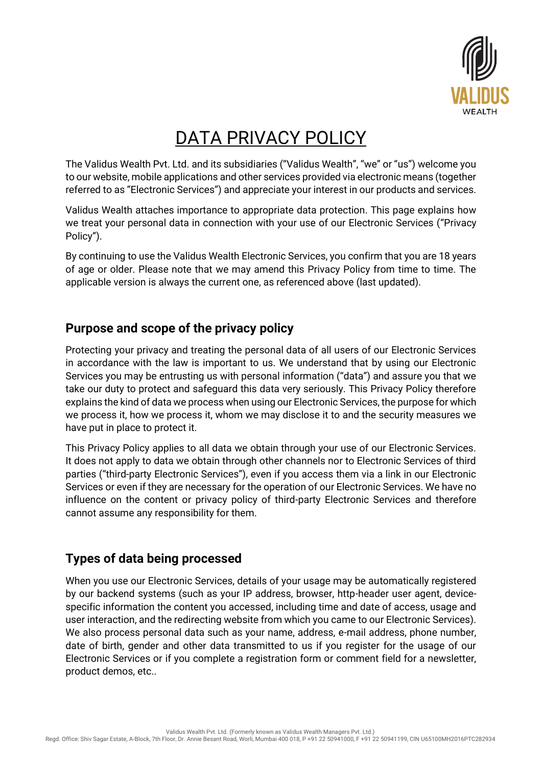# DATA PRIVACY POLICY

The Validus Wealth Pvt. Ltd. and its subsidiaries ("Validus Wealth", "we" or "us") welcome you to our website, mobile applications and other services provided via electronic means (together referred to as "Electronic Services") and appreciate your interest in our products and services.

Validus Wealth attaches importance to appropriate data protection. This page explains how we treat your personal data in connection with your use of our Electronic Services ("Privacy Policy").

By continuing to use the Validus Wealth Electronic Services, you confirm that you are 18 years of age or older. Please note that we may amend this Privacy Policy from time to time. The applicable version is always the current one, as referenced above (last updated).

## Purpose and scope of the privacy policy

Protecting your privacy and treating the personal data of all users of our Electronic Services in accordance with the law is important to us. We understand that by using our Electronic Services you may be entrusting us with personal information ("data") and assure you that we take our duty to protect and safeguard this data very seriously. This Privacy Policy therefore explains the kind of data we process when using our Electronic Services, the purpose for which we process it, how we process it, whom we may disclose it to and the security measures we have put in place to protect it.

This Privacy Policy applies to all data we obtain through your use of our Electronic Services. It does not apply to data we obtain through other channels nor to Electronic Services of third parties ("third-party Electronic Services"), even if you access them via a link in our Electronic Services or even if they are necessary for the operation of our Electronic Services. We have no influence on the content or privacy policy of third-party Electronic Services and therefore cannot assume any responsibility for them.

## Types of data being processed

When you use our Electronic Services, details of your usage may be automatically registered by our backend systems (such as your IP address, browser, http-header user agent, device-specific information the content you accessed, including time and date of access, usage and user interaction, and the redirecting website from which you came to our Electronic Services). We also process personal data such as your name, address, e-mail address, phone number, date of birth, gender and other data transmitted to us if you register for the usage of our Electronic Services or if you complete a registration form or comment field for a newsletter, product demos, etc..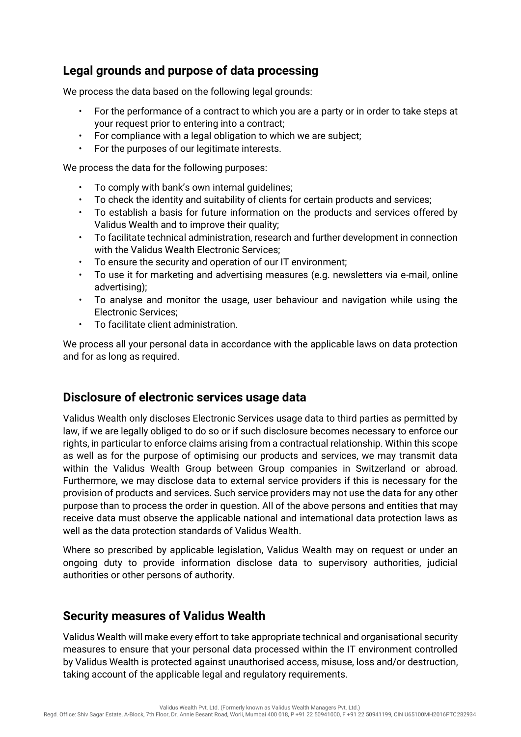## Legal grounds and purpose of data processing

We process the data based on the following legal grounds:

- For the performance of a contract to which you are a party or in order to take steps at your request prior to entering into a contract;
- For compliance with a legal obligation to which we are subject;
- For the purposes of our legitimate interests.

We process the data for the following purposes:

- To comply with bank's own internal guidelines;
- To check the identity and suitability of clients for certain products and services;
- To establish a basis for future information on the products and services offered by Validus Wealth and to improve their quality;
- To facilitate technical administration, research and further development in connection with the Validus Wealth Electronic Services;
- To ensure the security and operation of our IT environment;
- To use it for marketing and advertising measures (e.g. newsletters via e-mail, online advertising);
- To analyse and monitor the usage, user behaviour and navigation while using the Electronic Services;
- To facilitate client administration.

We process all your personal data in accordance with the applicable laws on data protection and for as long as required.

## Disclosure of electronic services usage data

Validus Wealth only discloses Electronic Services usage data to third parties as permitted by law, if we are legally obliged to do so or if such disclosure becomes necessary to enforce our rights, in particular to enforce claims arising from a contractual relationship. Within this scope as well as for the purpose of optimising our products and services, we may transmit data within the Validus Wealth Group between Group companies in Switzerland or abroad. Furthermore, we may disclose data to external service providers if this is necessary for the provision of products and services. Such service providers may not use the data for any other purpose than to process the order in question. All of the above persons and entities that may receive data must observe the applicable national and international data protection laws as well as the data protection standards of Validus Wealth.

Where so prescribed by applicable legislation, Validus Wealth may on request or under an ongoing duty to provide information disclose data to supervisory authorities, judicial authorities or other persons of authority.

## Security measures of Validus Wealth

Validus Wealth will make every effort to take appropriate technical and organisational security measures to ensure that your personal data processed within the IT environment controlled by Validus Wealth is protected against unauthorised access, misuse, loss and/or destruction, taking account of the applicable legal and regulatory requirements.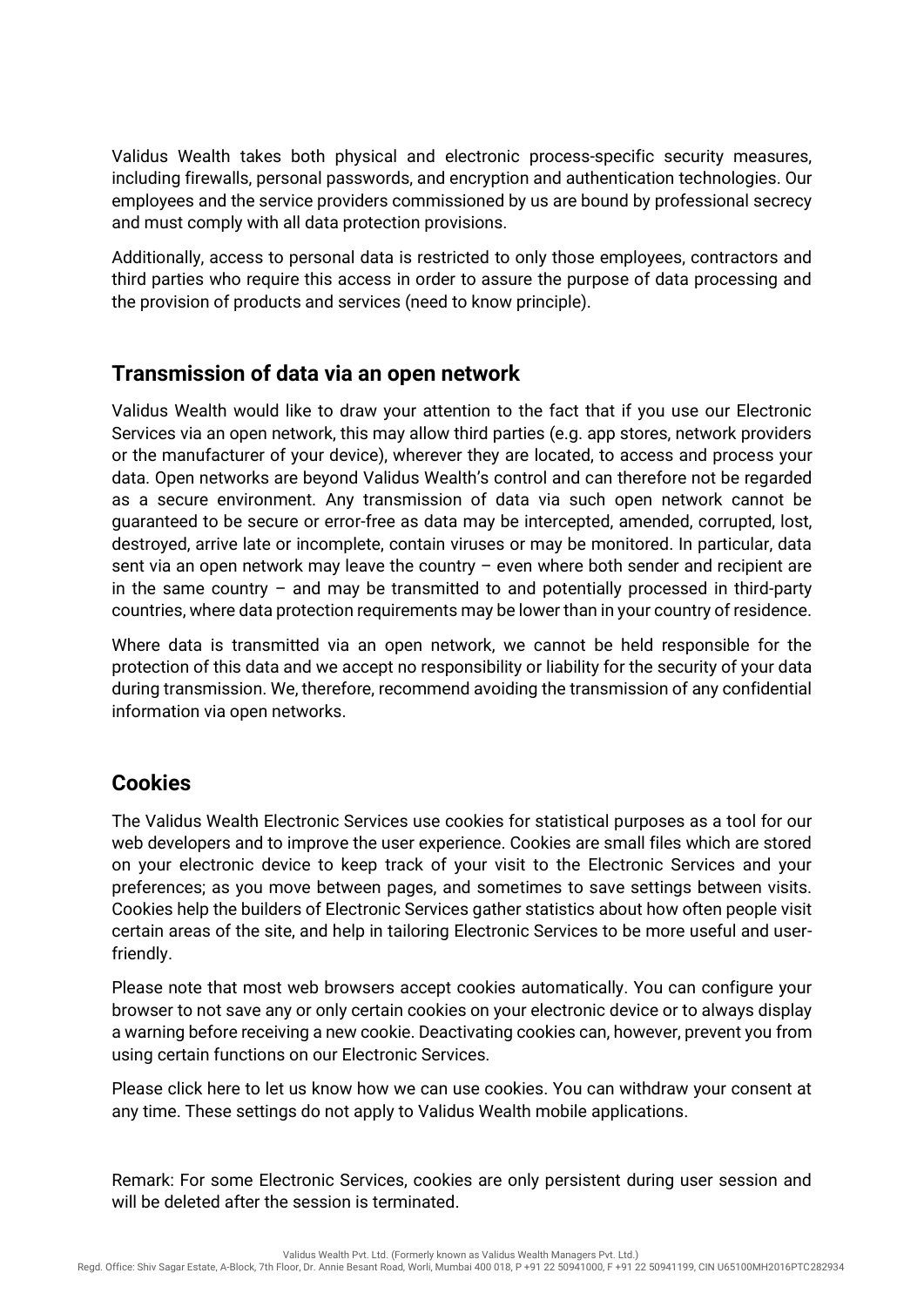Validus Wealth takes both physical and electronic process-specific security measures, including firewalls, personal passwords, and encryption and authentication technologies. Our employees and the service providers commissioned by us are bound by professional secrecy and must comply with all data protection provisions.

Additionally, access to personal data is restricted to only those employees, contractors and third parties who require this access in order to assure the purpose of data processing and the provision of products and services (need to know principle).

## Transmission of data via an open network

Validus Wealth would like to draw your attention to the fact that if you use our Electronic Services via an open network, this may allow third parties (e.g. app stores, network providers or the manufacturer of your device), wherever they are located, to access and process your data. Open networks are beyond Validus Wealth's control and can therefore not be regarded as a secure environment. Any transmission of data via such open network cannot be guaranteed to be secure or error-free as data may be intercepted, amended, corrupted, lost, destroyed, arrive late or incomplete, contain viruses or may be monitored. In particular, data sent via an open network may leave the country – even where both sender and recipient are in the same country – and may be transmitted to and potentially processed in third-party countries, where data protection requirements may be lower than in your country of residence.

Where data is transmitted via an open network, we cannot be held responsible for the protection of this data and we accept no responsibility or liability for the security of your data during transmission. We, therefore, recommend avoiding the transmission of any confidential information via open networks.

## Cookies

The Validus Wealth Electronic Services use cookies for statistical purposes as a tool for our web developers and to improve the user experience. Cookies are small files which are stored on your electronic device to keep track of your visit to the Electronic Services and your preferences; as you move between pages, and sometimes to save settings between visits. Cookies help the builders of Electronic Services gather statistics about how often people visit certain areas of the site, and help in tailoring Electronic Services to be more useful and user-friendly.

Please note that most web browsers accept cookies automatically. You can configure your browser to not save any or only certain cookies on your electronic device or to always display a warning before receiving a new cookie. Deactivating cookies can, however, prevent you from using certain functions on our Electronic Services.

Please click here to let us know how we can use cookies. You can withdraw your consent at any time. These settings do not apply to Validus Wealth mobile applications.

Remark: For some Electronic Services, cookies are only persistent during user session and will be deleted after the session is terminated.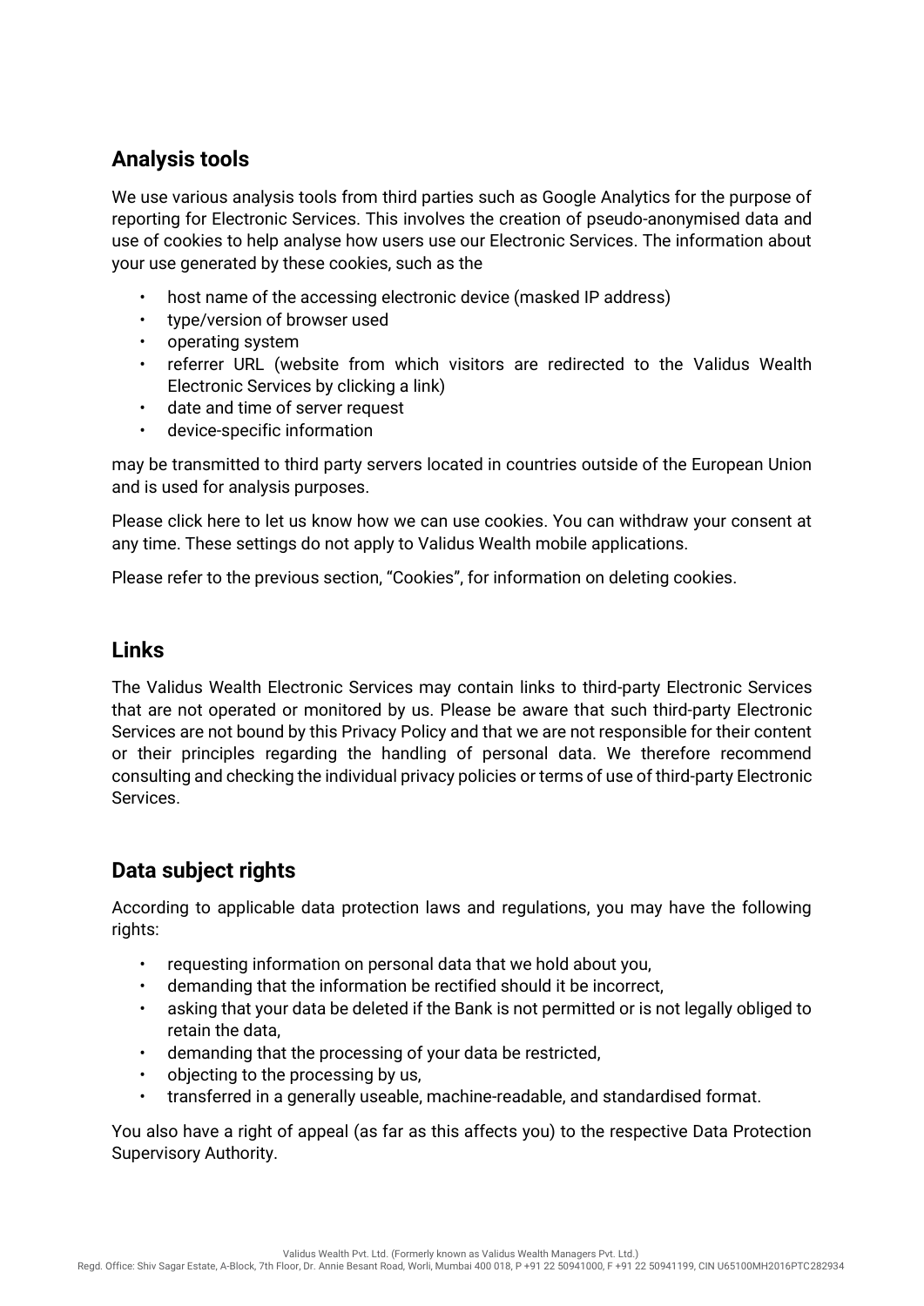## Analysis tools

We use various analysis tools from third parties such as Google Analytics for the purpose of reporting for Electronic Services. This involves the creation of pseudo-anonymised data and use of cookies to help analyse how users use our Electronic Services. The information about your use generated by these cookies, such as the

- host name of the accessing electronic device (masked IP address)
- type/version of browser used
- operating system
- referrer URL (website from which visitors are redirected to the Validus Wealth Electronic Services by clicking a link)
- date and time of server request
- device-specific information

may be transmitted to third party servers located in countries outside of the European Union and is used for analysis purposes.

Please click here to let us know how we can use cookies. You can withdraw your consent at any time. These settings do not apply to Validus Wealth mobile applications.

Please refer to the previous section, "Cookies", for information on deleting cookies.

## Links

The Validus Wealth Electronic Services may contain links to third-party Electronic Services that are not operated or monitored by us. Please be aware that such third-party Electronic Services are not bound by this Privacy Policy and that we are not responsible for their content or their principles regarding the handling of personal data. We therefore recommend consulting and checking the individual privacy policies or terms of use of third-party Electronic Services.

## Data subject rights

According to applicable data protection laws and regulations, you may have the following rights:

- requesting information on personal data that we hold about you,
- demanding that the information be rectified should it be incorrect,
- asking that your data be deleted if the Bank is not permitted or is not legally obliged to retain the data,
- demanding that the processing of your data be restricted,
- objecting to the processing by us,
- transferred in a generally useable, machine-readable, and standardised format.

You also have a right of appeal (as far as this affects you) to the respective Data Protection Supervisory Authority.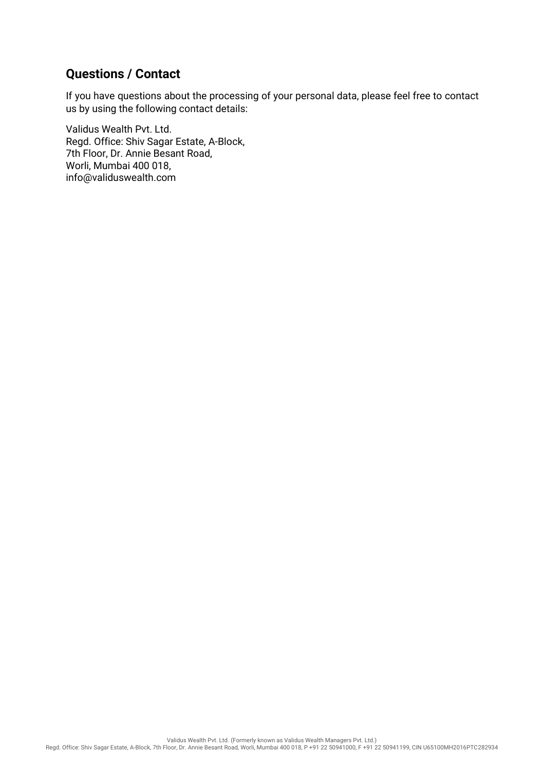## Questions / Contact

If you have questions about the processing of your personal data, please feel free to contact us by using the following contact details:

Validus Wealth Pvt. Ltd.
Regd. Office: Shiv Sagar Estate, A-Block,
7th Floor, Dr. Annie Besant Road,
Worli, Mumbai 400 018,
info@validuswealth.com